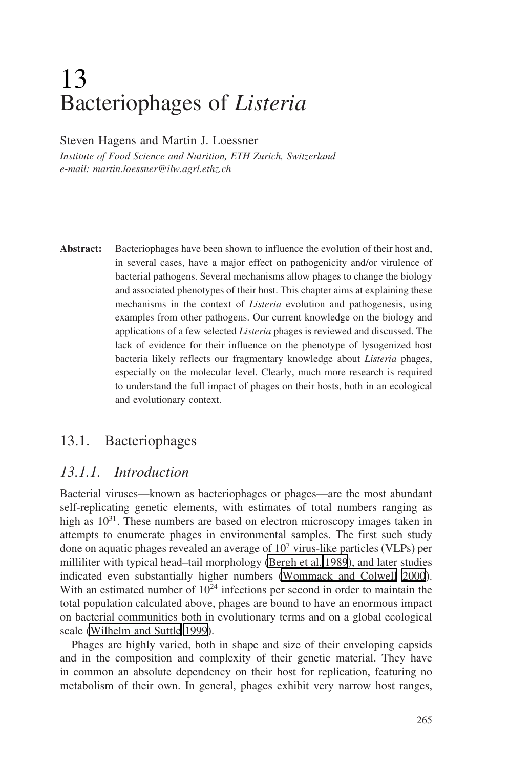# 13 Bacteriophages of *Listeria*

Steven Hagens and Martin J. Loessner

*Institute of Food Science and Nutrition, ETH Zurich, Switzerland*
*e-mail: martin.loessner@ilw.agrl.ethz.ch*

**Abstract:** Bacteriophages have been shown to influence the evolution of their host and, in several cases, have a major effect on pathogenicity and/or virulence of bacterial pathogens. Several mechanisms allow phages to change the biology and associated phenotypes of their host. This chapter aims at explaining these mechanisms in the context of *Listeria* evolution and pathogenesis, using examples from other pathogens. Our current knowledge on the biology and applications of a few selected *Listeria* phages is reviewed and discussed. The lack of evidence for their influence on the phenotype of lysogenized host bacteria likely reflects our fragmentary knowledge about *Listeria* phages, especially on the molecular level. Clearly, much more research is required to understand the full impact of phages on their hosts, both in an ecological and evolutionary context.

## 13.1. Bacteriophages

### *13.1.1. Introduction*

Bacterial viruses—known as bacteriophages or phages—are the most abundant self-replicating genetic elements, with estimates of total numbers ranging as high as $10^{31}$. These numbers are based on electron microscopy images taken in attempts to enumerate phages in environmental samples. The first such study done on aquatic phages revealed an average of $10^7$ virus-like particles (VLPs) per milliliter with typical head–tail morphology (Bergh et al. 1989), and later studies indicated even substantially higher numbers (Wommack and Colwell 2000). With an estimated number of $10^{24}$ infections per second in order to maintain the total population calculated above, phages are bound to have an enormous impact on bacterial communities both in evolutionary terms and on a global ecological scale (Wilhelm and Suttle 1999).

Phages are highly varied, both in shape and size of their enveloping capsids and in the composition and complexity of their genetic material. They have in common an absolute dependency on their host for replication, featuring no metabolism of their own. In general, phages exhibit very narrow host ranges,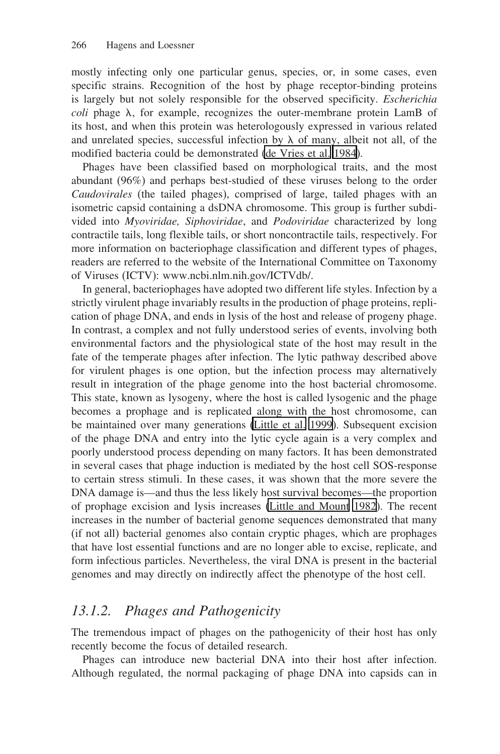mostly infecting only one particular genus, species, or, in some cases, even specific strains. Recognition of the host by phage receptor-binding proteins is largely but not solely responsible for the observed specificity. *Escherichia coli* phage λ, for example, recognizes the outer-membrane protein LamB of its host, and when this protein was heterologously expressed in various related and unrelated species, successful infection by λ of many, albeit not all, of the modified bacteria could be demonstrated (de Vries et al. 1984).

Phages have been classified based on morphological traits, and the most abundant (96%) and perhaps best-studied of these viruses belong to the order *Caudovirales* (the tailed phages), comprised of large, tailed phages with an isometric capsid containing a dsDNA chromosome. This group is further subdivided into *Myoviridae, Siphoviridae*, and *Podoviridae* characterized by long contractile tails, long flexible tails, or short noncontractile tails, respectively. For more information on bacteriophage classification and different types of phages, readers are referred to the website of the International Committee on Taxonomy of Viruses (ICTV): www.ncbi.nlm.nih.gov/ICTVdb/.

In general, bacteriophages have adopted two different life styles. Infection by a strictly virulent phage invariably results in the production of phage proteins, replication of phage DNA, and ends in lysis of the host and release of progeny phage. In contrast, a complex and not fully understood series of events, involving both environmental factors and the physiological state of the host may result in the fate of the temperate phages after infection. The lytic pathway described above for virulent phages is one option, but the infection process may alternatively result in integration of the phage genome into the host bacterial chromosome. This state, known as lysogeny, where the host is called lysogenic and the phage becomes a prophage and is replicated along with the host chromosome, can be maintained over many generations (Little et al. 1999). Subsequent excision of the phage DNA and entry into the lytic cycle again is a very complex and poorly understood process depending on many factors. It has been demonstrated in several cases that phage induction is mediated by the host cell SOS-response to certain stress stimuli. In these cases, it was shown that the more severe the DNA damage is—and thus the less likely host survival becomes—the proportion of prophage excision and lysis increases (Little and Mount 1982). The recent increases in the number of bacterial genome sequences demonstrated that many (if not all) bacterial genomes also contain cryptic phages, which are prophages that have lost essential functions and are no longer able to excise, replicate, and form infectious particles. Nevertheless, the viral DNA is present in the bacterial genomes and may directly on indirectly affect the phenotype of the host cell.

### *13.1.2. Phages and Pathogenicity*

The tremendous impact of phages on the pathogenicity of their host has only recently become the focus of detailed research.

Phages can introduce new bacterial DNA into their host after infection. Although regulated, the normal packaging of phage DNA into capsids can in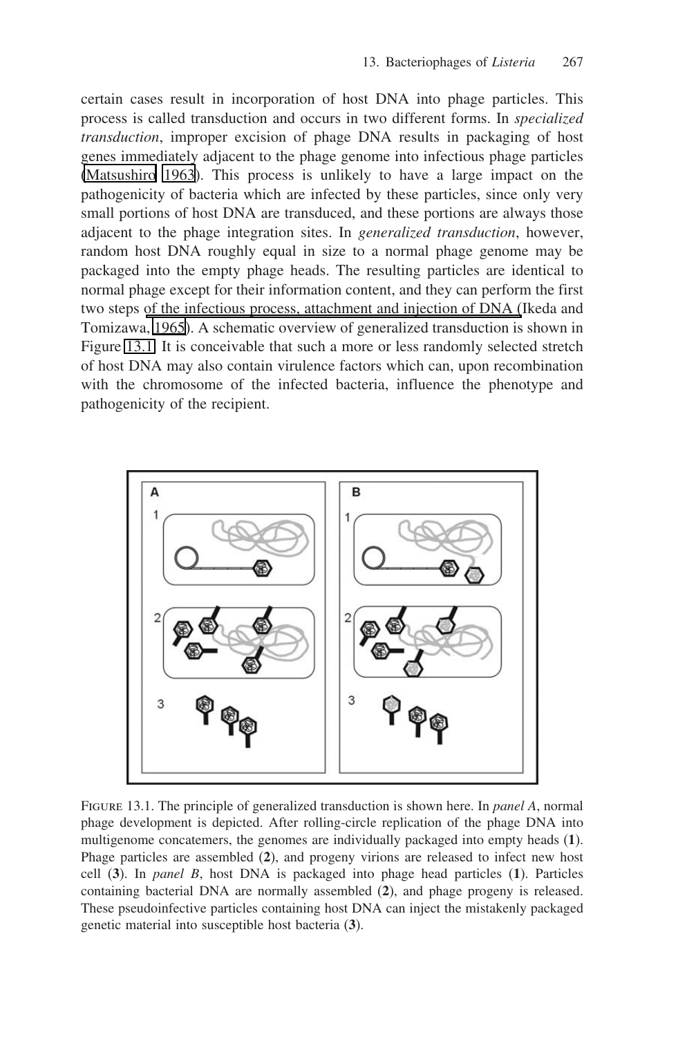certain cases result in incorporation of host DNA into phage particles. This process is called transduction and occurs in two different forms. In *specialized transduction*, improper excision of phage DNA results in packaging of host genes immediately adjacent to the phage genome into infectious phage particles (Matsushiro 1963). This process is unlikely to have a large impact on the pathogenicity of bacteria which are infected by these particles, since only very small portions of host DNA are transduced, and these portions are always those adjacent to the phage integration sites. In *generalized transduction*, however, random host DNA roughly equal in size to a normal phage genome may be packaged into the empty phage heads. The resulting particles are identical to normal phage except for their information content, and they can perform the first two steps of the infectious process, attachment and injection of DNA (Ikeda and Tomizawa, 1965). A schematic overview of generalized transduction is shown in Figure 13.1. It is conceivable that such a more or less randomly selected stretch of host DNA may also contain virulence factors which can, upon recombination with the chromosome of the infected bacteria, influence the phenotype and pathogenicity of the recipient.

FIGURE 13.1. The principle of generalized transduction is shown here. In *panel A*, normal phage development is depicted. After rolling-circle replication of the phage DNA into multigenome concatemers, the genomes are individually packaged into empty heads (**1**). Phage particles are assembled (**2**), and progeny virions are released to infect new host cell (**3**). In *panel B*, host DNA is packaged into phage head particles (**1**). Particles containing bacterial DNA are normally assembled (**2**), and phage progeny is released. These pseudoinfective particles containing host DNA can inject the mistakenly packaged genetic material into susceptible host bacteria (**3**).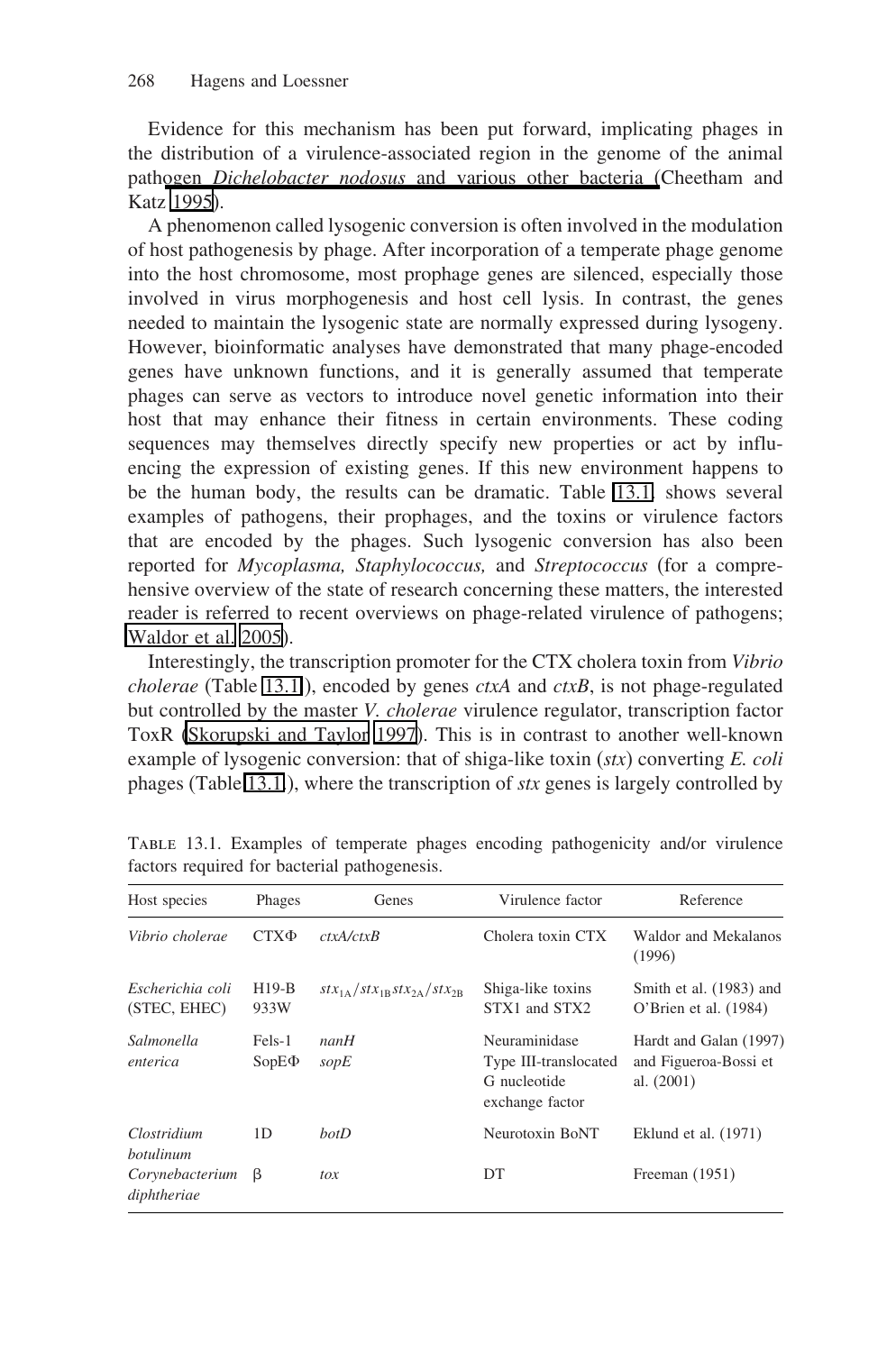Evidence for this mechanism has been put forward, implicating phages in the distribution of a virulence-associated region in the genome of the animal pathogen *Dichelobacter nodosus* and various other bacteria (Cheetham and Katz 1995).

A phenomenon called lysogenic conversion is often involved in the modulation of host pathogenesis by phage. After incorporation of a temperate phage genome into the host chromosome, most prophage genes are silenced, especially those involved in virus morphogenesis and host cell lysis. In contrast, the genes needed to maintain the lysogenic state are normally expressed during lysogeny. However, bioinformatic analyses have demonstrated that many phage-encoded genes have unknown functions, and it is generally assumed that temperate phages can serve as vectors to introduce novel genetic information into their host that may enhance their fitness in certain environments. These coding sequences may themselves directly specify new properties or act by influencing the expression of existing genes. If this new environment happens to be the human body, the results can be dramatic. Table 13.1 shows several examples of pathogens, their prophages, and the toxins or virulence factors that are encoded by the phages. Such lysogenic conversion has also been reported for *Mycoplasma, Staphylococcus,* and *Streptococcus* (for a comprehensive overview of the state of research concerning these matters, the interested reader is referred to recent overviews on phage-related virulence of pathogens; Waldor et al. 2005).

Interestingly, the transcription promoter for the CTX cholera toxin from *Vibrio cholerae* (Table 13.1), encoded by genes *ctxA* and *ctxB*, is not phage-regulated but controlled by the master *V. cholerae* virulence regulator, transcription factor ToxR (Skorupski and Taylor 1997). This is in contrast to another well-known example of lysogenic conversion: that of shiga-like toxin (*stx*) converting *E. coli* phages (Table 13.1), where the transcription of *stx* genes is largely controlled by

TABLE 13.1. Examples of temperate phages encoding pathogenicity and/or virulence factors required for bacterial pathogenesis.

| Host species | Phages | Genes | Virulence factor | Reference |
|---|---|---|---|---|
| *Vibrio cholerae* | CTXΦ | *ctxA/ctxB* | Cholera toxin CTX | Waldor and Mekalanos (1996) |
| *Escherichia coli* (STEC, EHEC) | H19-B 933W | $stx_{1A}/stx_{1B}stx_{2A}/stx_{2B}$ | Shiga-like toxins STX1 and STX2 | Smith et al. (1983) and O'Brien et al. (1984) |
| *Salmonella enterica* | Fels-1 SopEΦ | *nanH* *sopE* | Neuraminidase Type III-translocated G nucleotide exchange factor | Hardt and Galan (1997) and Figueroa-Bossi et al. (2001) |
| *Clostridium botulinum* | 1D | *botD* | Neurotoxin BoNT | Eklund et al. (1971) |
| *Corynebacterium diphtheriae* | β | *tox* | DT | Freeman (1951) |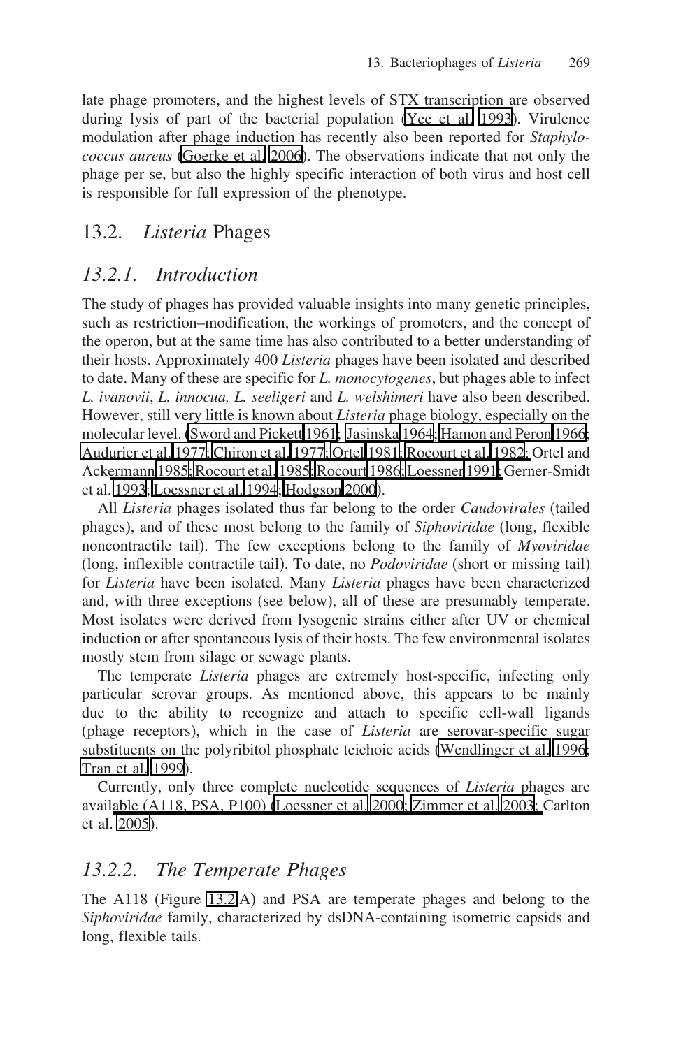late phage promoters, and the highest levels of STX transcription are observed during lysis of part of the bacterial population (Yee et al. 1993). Virulence modulation after phage induction has recently also been reported for *Staphylococcus aureus* (Goerke et al. 2006). The observations indicate that not only the phage per se, but also the highly specific interaction of both virus and host cell is responsible for full expression of the phenotype.

## 13.2. *Listeria* Phages

### *13.2.1. Introduction*

The study of phages has provided valuable insights into many genetic principles, such as restriction–modification, the workings of promoters, and the concept of the operon, but at the same time has also contributed to a better understanding of their hosts. Approximately 400 *Listeria* phages have been isolated and described to date. Many of these are specific for *L. monocytogenes*, but phages able to infect *L. ivanovii*, *L. innocua, L. seeligeri* and *L. welshimeri* have also been described. However, still very little is known about *Listeria* phage biology, especially on the molecular level. (Sword and Pickett 1961; Jasinska 1964; Hamon and Peron 1966; Audurier et al. 1977; Chiron et al. 1977; Ortel 1981; Rocourt et al. 1982; Ortel and Ackermann 1985; Rocourt et al. 1985; Rocourt 1986; Loessner 1991; Gerner-Smidt et al. 1993; Loessner et al. 1994; Hodgson 2000).

All *Listeria* phages isolated thus far belong to the order *Caudovirales* (tailed phages), and of these most belong to the family of *Siphoviridae* (long, flexible noncontractile tail). The few exceptions belong to the family of *Myoviridae* (long, inflexible contractile tail). To date, no *Podoviridae* (short or missing tail) for *Listeria* have been isolated. Many *Listeria* phages have been characterized and, with three exceptions (see below), all of these are presumably temperate. Most isolates were derived from lysogenic strains either after UV or chemical induction or after spontaneous lysis of their hosts. The few environmental isolates mostly stem from silage or sewage plants.

The temperate *Listeria* phages are extremely host-specific, infecting only particular serovar groups. As mentioned above, this appears to be mainly due to the ability to recognize and attach to specific cell-wall ligands (phage receptors), which in the case of *Listeria* are serovar-specific sugar substituents on the polyribitol phosphate teichoic acids (Wendlinger et al. 1996; Tran et al. 1999).

Currently, only three complete nucleotide sequences of *Listeria* phages are available (A118, PSA, P100) (Loessner et al. 2000; Zimmer et al. 2003; Carlton et al. 2005).

### *13.2.2. The Temperate Phages*

The A118 (Figure 13.2 A) and PSA are temperate phages and belong to the *Siphoviridae* family, characterized by dsDNA-containing isometric capsids and long, flexible tails.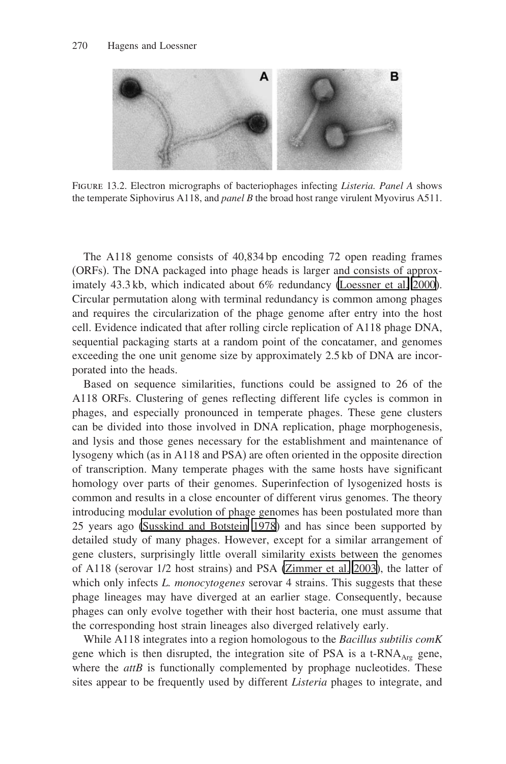FIGURE 13.2. Electron micrographs of bacteriophages infecting *Listeria*. *Panel A* shows the temperate Siphovirus A118, and *panel B* the broad host range virulent Myovirus A511.

The A118 genome consists of 40,834 bp encoding 72 open reading frames (ORFs). The DNA packaged into phage heads is larger and consists of approximately 43.3 kb, which indicated about 6% redundancy (Loessner et al. 2000). Circular permutation along with terminal redundancy is common among phages and requires the circularization of the phage genome after entry into the host cell. Evidence indicated that after rolling circle replication of A118 phage DNA, sequential packaging starts at a random point of the concatamer, and genomes exceeding the one unit genome size by approximately 2.5 kb of DNA are incorporated into the heads.

Based on sequence similarities, functions could be assigned to 26 of the A118 ORFs. Clustering of genes reflecting different life cycles is common in phages, and especially pronounced in temperate phages. These gene clusters can be divided into those involved in DNA replication, phage morphogenesis, and lysis and those genes necessary for the establishment and maintenance of lysogeny which (as in A118 and PSA) are often oriented in the opposite direction of transcription. Many temperate phages with the same hosts have significant homology over parts of their genomes. Superinfection of lysogenized hosts is common and results in a close encounter of different virus genomes. The theory introducing modular evolution of phage genomes has been postulated more than 25 years ago (Susskind and Botstein 1978) and has since been supported by detailed study of many phages. However, except for a similar arrangement of gene clusters, surprisingly little overall similarity exists between the genomes of A118 (serovar 1/2 host strains) and PSA (Zimmer et al. 2003), the latter of which only infects *L. monocytogenes* serovar 4 strains. This suggests that these phage lineages may have diverged at an earlier stage. Consequently, because phages can only evolve together with their host bacteria, one must assume that the corresponding host strain lineages also diverged relatively early.

While A118 integrates into a region homologous to the *Bacillus subtilis comK* gene which is then disrupted, the integration site of PSA is a t-RNA$_{Arg}$ gene, where the *attB* is functionally complemented by prophage nucleotides. These sites appear to be frequently used by different *Listeria* phages to integrate, and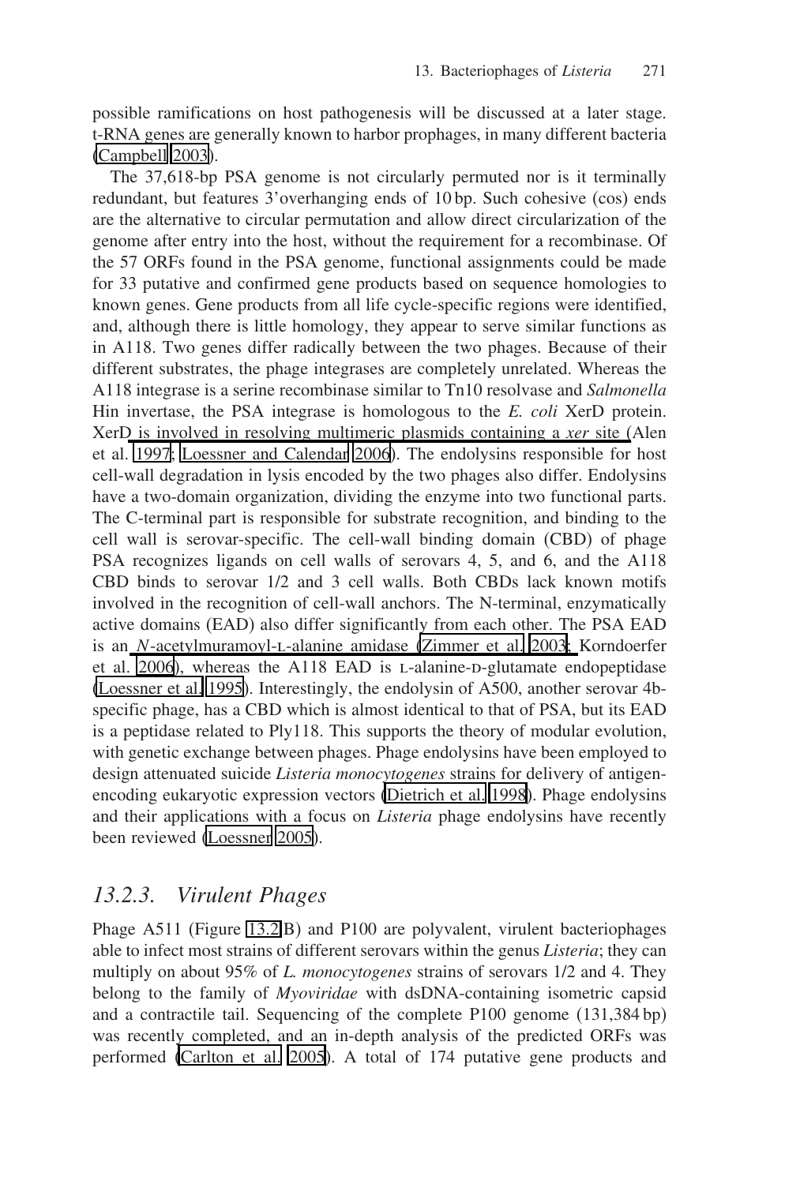possible ramifications on host pathogenesis will be discussed at a later stage. t-RNA genes are generally known to harbor prophages, in many different bacteria (Campbell 2003).

The 37,618-bp PSA genome is not circularly permuted nor is it terminally redundant, but features 3'overhanging ends of 10 bp. Such cohesive (cos) ends are the alternative to circular permutation and allow direct circularization of the genome after entry into the host, without the requirement for a recombinase. Of the 57 ORFs found in the PSA genome, functional assignments could be made for 33 putative and confirmed gene products based on sequence homologies to known genes. Gene products from all life cycle-specific regions were identified, and, although there is little homology, they appear to serve similar functions as in A118. Two genes differ radically between the two phages. Because of their different substrates, the phage integrases are completely unrelated. Whereas the A118 integrase is a serine recombinase similar to Tn10 resolvase and *Salmonella* Hin invertase, the PSA integrase is homologous to the *E. coli* XerD protein. XerD is involved in resolving multimeric plasmids containing a *xer* site (Alen et al. 1997; Loessner and Calendar 2006). The endolysins responsible for host cell-wall degradation in lysis encoded by the two phages also differ. Endolysins have a two-domain organization, dividing the enzyme into two functional parts. The C-terminal part is responsible for substrate recognition, and binding to the cell wall is serovar-specific. The cell-wall binding domain (CBD) of phage PSA recognizes ligands on cell walls of serovars 4, 5, and 6, and the A118 CBD binds to serovar 1/2 and 3 cell walls. Both CBDs lack known motifs involved in the recognition of cell-wall anchors. The N-terminal, enzymatically active domains (EAD) also differ significantly from each other. The PSA EAD is an *N*-acetylmuramoyl-L-alanine amidase (Zimmer et al. 2003; Korndoerfer et al. 2006), whereas the A118 EAD is L-alanine-D-glutamate endopeptidase (Loessner et al. 1995). Interestingly, the endolysin of A500, another serovar 4b-specific phage, has a CBD which is almost identical to that of PSA, but its EAD is a peptidase related to Ply118. This supports the theory of modular evolution, with genetic exchange between phages. Phage endolysins have been employed to design attenuated suicide *Listeria monocytogenes* strains for delivery of antigen-encoding eukaryotic expression vectors (Dietrich et al. 1998). Phage endolysins and their applications with a focus on *Listeria* phage endolysins have recently been reviewed (Loessner 2005).

### *13.2.3. Virulent Phages*

Phage A511 (Figure 13.2B) and P100 are polyvalent, virulent bacteriophages able to infect most strains of different serovars within the genus *Listeria*; they can multiply on about 95% of *L. monocytogenes* strains of serovars 1/2 and 4. They belong to the family of *Myoviridae* with dsDNA-containing isometric capsid and a contractile tail. Sequencing of the complete P100 genome (131,384 bp) was recently completed, and an in-depth analysis of the predicted ORFs was performed (Carlton et al. 2005). A total of 174 putative gene products and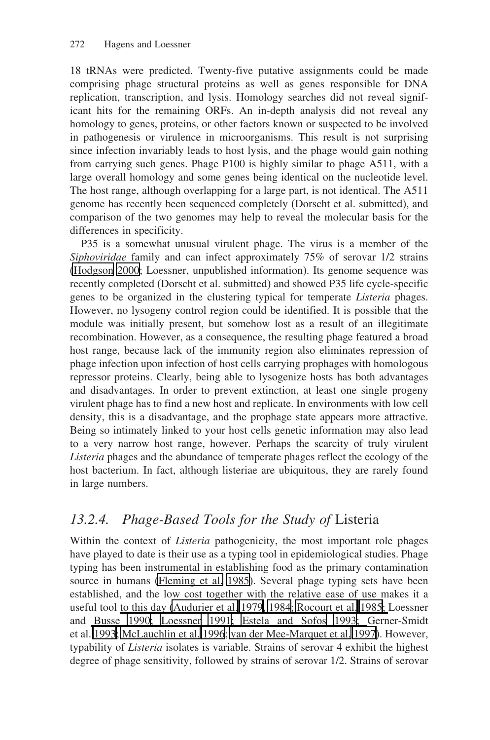18 tRNAs were predicted. Twenty-five putative assignments could be made comprising phage structural proteins as well as genes responsible for DNA replication, transcription, and lysis. Homology searches did not reveal significant hits for the remaining ORFs. An in-depth analysis did not reveal any homology to genes, proteins, or other factors known or suspected to be involved in pathogenesis or virulence in microorganisms. This result is not surprising since infection invariably leads to host lysis, and the phage would gain nothing from carrying such genes. Phage P100 is highly similar to phage A511, with a large overall homology and some genes being identical on the nucleotide level. The host range, although overlapping for a large part, is not identical. The A511 genome has recently been sequenced completely (Dorscht et al. submitted), and comparison of the two genomes may help to reveal the molecular basis for the differences in specificity.

P35 is a somewhat unusual virulent phage. The virus is a member of the *Siphoviridae* family and can infect approximately 75% of serovar 1/2 strains (Hodgson 2000; Loessner, unpublished information). Its genome sequence was recently completed (Dorscht et al. submitted) and showed P35 life cycle-specific genes to be organized in the clustering typical for temperate *Listeria* phages. However, no lysogeny control region could be identified. It is possible that the module was initially present, but somehow lost as a result of an illegitimate recombination. However, as a consequence, the resulting phage featured a broad host range, because lack of the immunity region also eliminates repression of phage infection upon infection of host cells carrying prophages with homologous repressor proteins. Clearly, being able to lysogenize hosts has both advantages and disadvantages. In order to prevent extinction, at least one single progeny virulent phage has to find a new host and replicate. In environments with low cell density, this is a disadvantage, and the prophage state appears more attractive. Being so intimately linked to your host cells genetic information may also lead to a very narrow host range, however. Perhaps the scarcity of truly virulent *Listeria* phages and the abundance of temperate phages reflect the ecology of the host bacterium. In fact, although listeriae are ubiquitous, they are rarely found in large numbers.

### 13.2.4. Phage-Based Tools for the Study of Listeria

Within the context of *Listeria* pathogenicity, the most important role phages have played to date is their use as a typing tool in epidemiological studies. Phage typing has been instrumental in establishing food as the primary contamination source in humans (Fleming et al. 1985). Several phage typing sets have been established, and the low cost together with the relative ease of use makes it a useful tool to this day (Audurier et al. 1979, 1984; Rocourt et al. 1985; Loessner and Busse 1990; Loessner 1991; Estela and Sofos 1993; Gerner-Smidt et al. 1993; McLauchlin et al. 1996; van der Mee-Marquet et al. 1997). However, typability of *Listeria* isolates is variable. Strains of serovar 4 exhibit the highest degree of phage sensitivity, followed by strains of serovar 1/2. Strains of serovar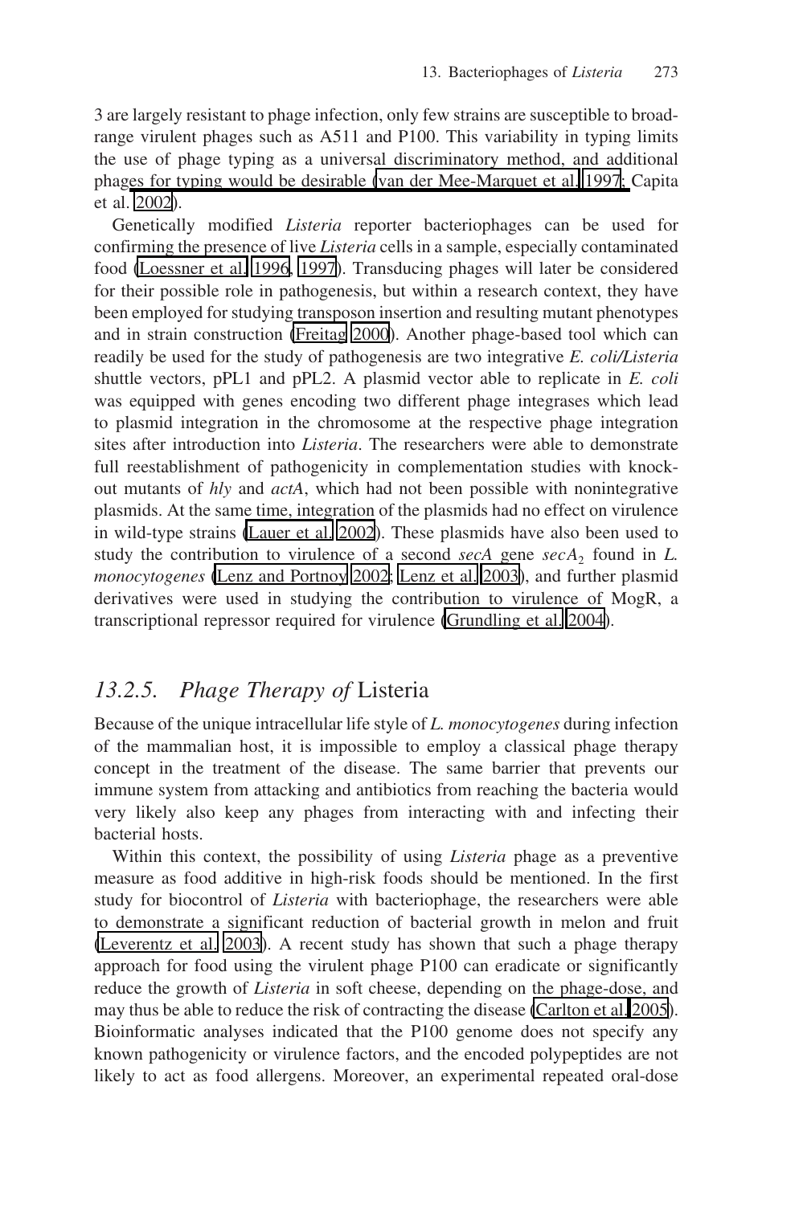3 are largely resistant to phage infection, only few strains are susceptible to broad-range virulent phages such as A511 and P100. This variability in typing limits the use of phage typing as a universal discriminatory method, and additional phages for typing would be desirable (van der Mee-Marquet et al. 1997; Capita et al. 2002).

Genetically modified *Listeria* reporter bacteriophages can be used for confirming the presence of live *Listeria* cells in a sample, especially contaminated food (Loessner et al. 1996, 1997). Transducing phages will later be considered for their possible role in pathogenesis, but within a research context, they have been employed for studying transposon insertion and resulting mutant phenotypes and in strain construction (Freitag 2000). Another phage-based tool which can readily be used for the study of pathogenesis are two integrative *E. coli/Listeria* shuttle vectors, pPL1 and pPL2. A plasmid vector able to replicate in *E. coli* was equipped with genes encoding two different phage integrases which lead to plasmid integration in the chromosome at the respective phage integration sites after introduction into *Listeria*. The researchers were able to demonstrate full reestablishment of pathogenicity in complementation studies with knock-out mutants of *hly* and *actA*, which had not been possible with nonintegrative plasmids. At the same time, integration of the plasmids had no effect on virulence in wild-type strains (Lauer et al. 2002). These plasmids have also been used to study the contribution to virulence of a second *secA* gene *secA*$_2$ found in *L. monocytogenes* (Lenz and Portnoy 2002; Lenz et al. 2003), and further plasmid derivatives were used in studying the contribution to virulence of MogR, a transcriptional repressor required for virulence (Grundling et al. 2004).

## 13.2.5. *Phage Therapy of* Listeria

Because of the unique intracellular life style of *L. monocytogenes* during infection of the mammalian host, it is impossible to employ a classical phage therapy concept in the treatment of the disease. The same barrier that prevents our immune system from attacking and antibiotics from reaching the bacteria would very likely also keep any phages from interacting with and infecting their bacterial hosts.

Within this context, the possibility of using *Listeria* phage as a preventive measure as food additive in high-risk foods should be mentioned. In the first study for biocontrol of *Listeria* with bacteriophage, the researchers were able to demonstrate a significant reduction of bacterial growth in melon and fruit (Leverentz et al. 2003). A recent study has shown that such a phage therapy approach for food using the virulent phage P100 can eradicate or significantly reduce the growth of *Listeria* in soft cheese, depending on the phage-dose, and may thus be able to reduce the risk of contracting the disease (Carlton et al. 2005). Bioinformatic analyses indicated that the P100 genome does not specify any known pathogenicity or virulence factors, and the encoded polypeptides are not likely to act as food allergens. Moreover, an experimental repeated oral-dose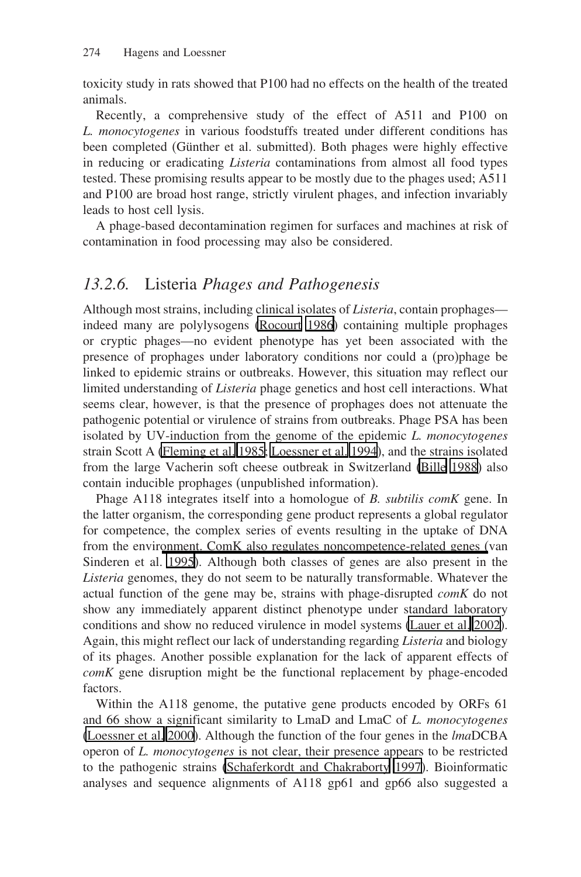toxicity study in rats showed that P100 had no effects on the health of the treated animals.

Recently, a comprehensive study of the effect of A511 and P100 on *L. monocytogenes* in various foodstuffs treated under different conditions has been completed (Günther et al. submitted). Both phages were highly effective in reducing or eradicating *Listeria* contaminations from almost all food types tested. These promising results appear to be mostly due to the phages used; A511 and P100 are broad host range, strictly virulent phages, and infection invariably leads to host cell lysis.

A phage-based decontamination regimen for surfaces and machines at risk of contamination in food processing may also be considered.

## *13.2.6.* Listeria *Phages and Pathogenesis*

Although most strains, including clinical isolates of *Listeria*, contain prophages—indeed many are polylysogens (Rocourt 1986) containing multiple prophages or cryptic phages—no evident phenotype has yet been associated with the presence of prophages under laboratory conditions nor could a (pro)phage be linked to epidemic strains or outbreaks. However, this situation may reflect our limited understanding of *Listeria* phage genetics and host cell interactions. What seems clear, however, is that the presence of prophages does not attenuate the pathogenic potential or virulence of strains from outbreaks. Phage PSA has been isolated by UV-induction from the genome of the epidemic *L. monocytogenes* strain Scott A (Fleming et al. 1985; Loessner et al. 1994), and the strains isolated from the large Vacherin soft cheese outbreak in Switzerland (Bille 1988) also contain inducible prophages (unpublished information).

Phage A118 integrates itself into a homologue of *B. subtilis comK* gene. In the latter organism, the corresponding gene product represents a global regulator for competence, the complex series of events resulting in the uptake of DNA from the environment. ComK also regulates noncompetence-related genes (van Sinderen et al. 1995). Although both classes of genes are also present in the *Listeria* genomes, they do not seem to be naturally transformable. Whatever the actual function of the gene may be, strains with phage-disrupted *comK* do not show any immediately apparent distinct phenotype under standard laboratory conditions and show no reduced virulence in model systems (Lauer et al. 2002). Again, this might reflect our lack of understanding regarding *Listeria* and biology of its phages. Another possible explanation for the lack of apparent effects of *comK* gene disruption might be the functional replacement by phage-encoded factors.

Within the A118 genome, the putative gene products encoded by ORFs 61 and 66 show a significant similarity to LmaD and LmaC of *L. monocytogenes* (Loessner et al. 2000). Although the function of the four genes in the *lma*DCBA operon of *L. monocytogenes* is not clear, their presence appears to be restricted to the pathogenic strains (Schaferkordt and Chakraborty 1997). Bioinformatic analyses and sequence alignments of A118 gp61 and gp66 also suggested a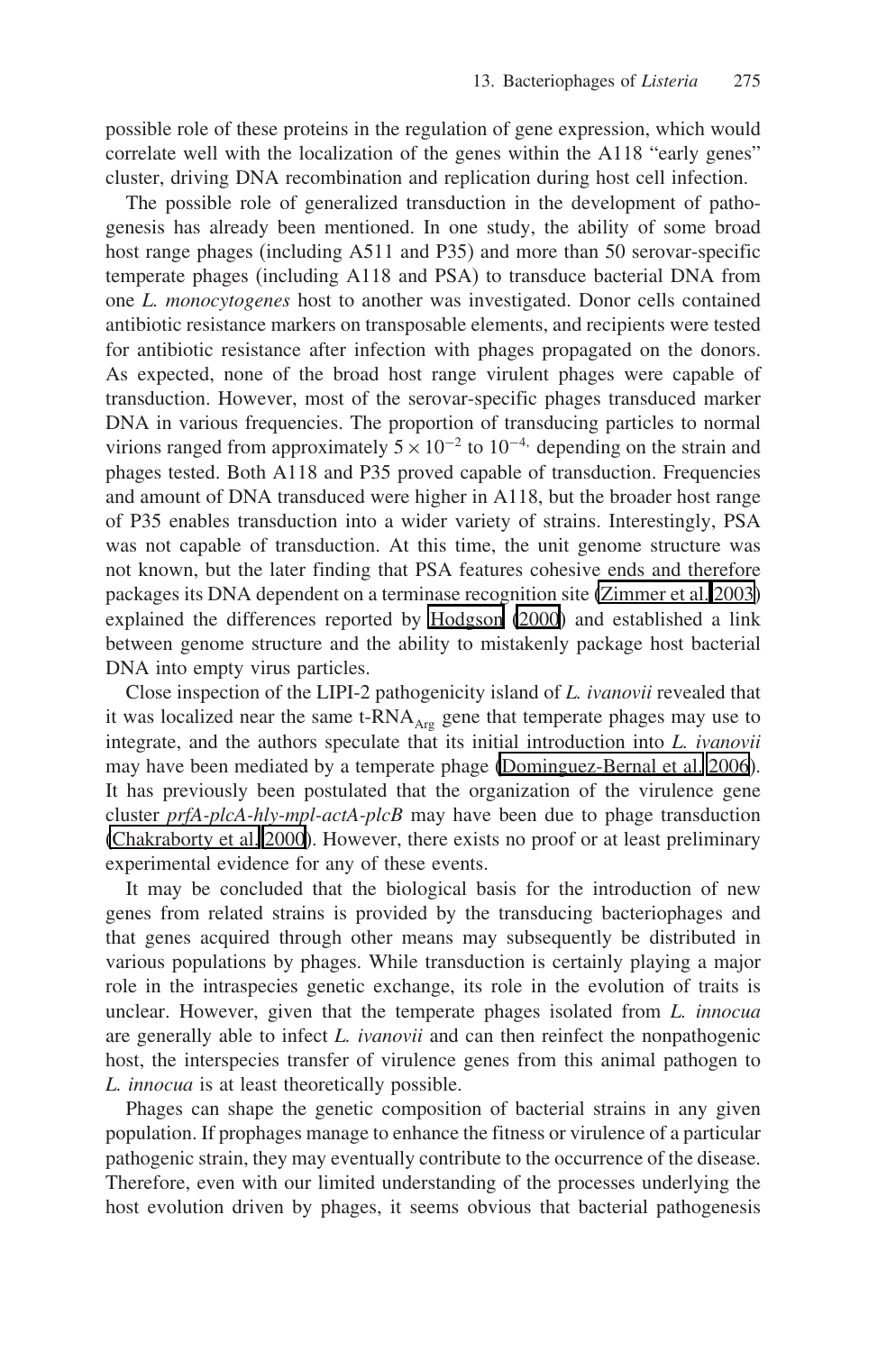possible role of these proteins in the regulation of gene expression, which would correlate well with the localization of the genes within the A118 "early genes" cluster, driving DNA recombination and replication during host cell infection.

The possible role of generalized transduction in the development of pathogenesis has already been mentioned. In one study, the ability of some broad host range phages (including A511 and P35) and more than 50 serovar-specific temperate phages (including A118 and PSA) to transduce bacterial DNA from one *L. monocytogenes* host to another was investigated. Donor cells contained antibiotic resistance markers on transposable elements, and recipients were tested for antibiotic resistance after infection with phages propagated on the donors. As expected, none of the broad host range virulent phages were capable of transduction. However, most of the serovar-specific phages transduced marker DNA in various frequencies. The proportion of transducing particles to normal virions ranged from approximately $5 \times 10^{-2}$ to $10^{-4,}$ depending on the strain and phages tested. Both A118 and P35 proved capable of transduction. Frequencies and amount of DNA transduced were higher in A118, but the broader host range of P35 enables transduction into a wider variety of strains. Interestingly, PSA was not capable of transduction. At this time, the unit genome structure was not known, but the later finding that PSA features cohesive ends and therefore packages its DNA dependent on a terminase recognition site (Zimmer et al. 2003) explained the differences reported by Hodgson (2000) and established a link between genome structure and the ability to mistakenly package host bacterial DNA into empty virus particles.

Close inspection of the LIPI-2 pathogenicity island of *L. ivanovii* revealed that it was localized near the same t-RNA$_{Arg}$ gene that temperate phages may use to integrate, and the authors speculate that its initial introduction into *L. ivanovii* may have been mediated by a temperate phage (Dominguez-Bernal et al. 2006). It has previously been postulated that the organization of the virulence gene cluster *prfA-plcA-hly-mpl-actA-plcB* may have been due to phage transduction (Chakraborty et al. 2000). However, there exists no proof or at least preliminary experimental evidence for any of these events.

It may be concluded that the biological basis for the introduction of new genes from related strains is provided by the transducing bacteriophages and that genes acquired through other means may subsequently be distributed in various populations by phages. While transduction is certainly playing a major role in the intraspecies genetic exchange, its role in the evolution of traits is unclear. However, given that the temperate phages isolated from *L. innocua* are generally able to infect *L. ivanovii* and can then reinfect the nonpathogenic host, the interspecies transfer of virulence genes from this animal pathogen to *L. innocua* is at least theoretically possible.

Phages can shape the genetic composition of bacterial strains in any given population. If prophages manage to enhance the fitness or virulence of a particular pathogenic strain, they may eventually contribute to the occurrence of the disease. Therefore, even with our limited understanding of the processes underlying the host evolution driven by phages, it seems obvious that bacterial pathogenesis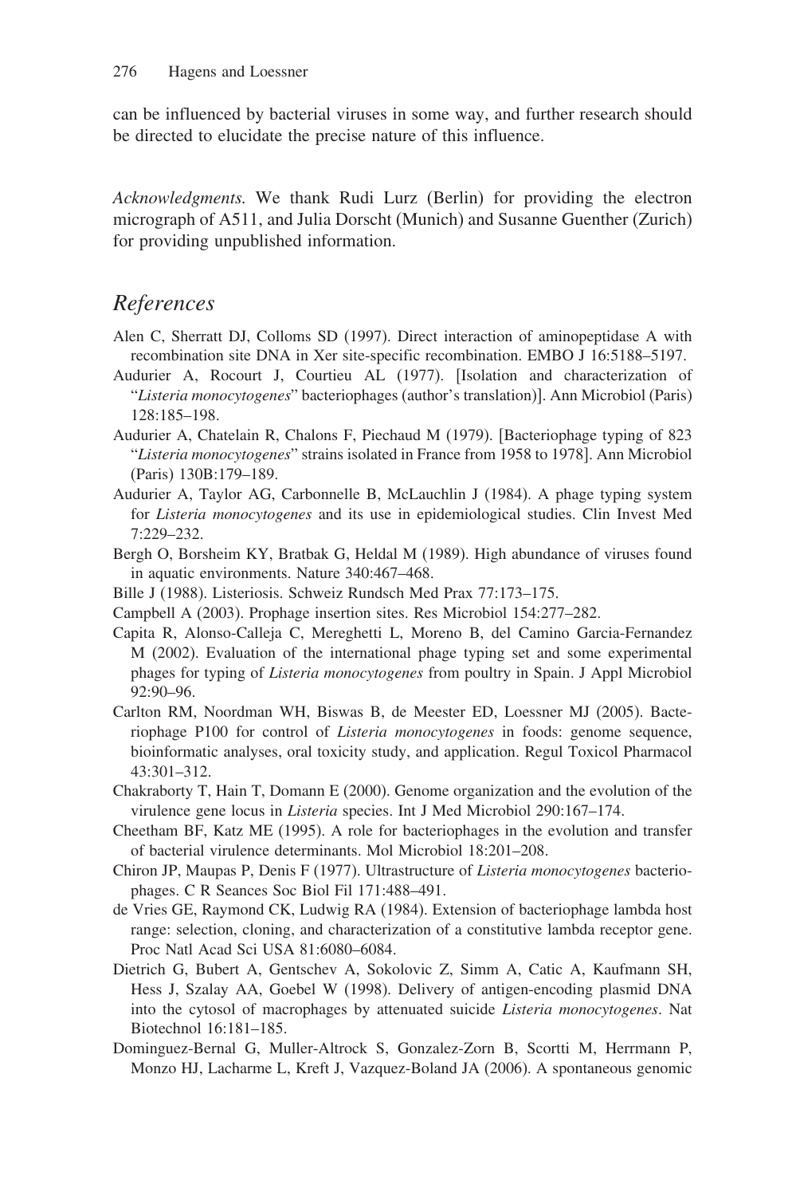can be influenced by bacterial viruses in some way, and further research should be directed to elucidate the precise nature of this influence.

*Acknowledgments.* We thank Rudi Lurz (Berlin) for providing the electron micrograph of A511, and Julia Dorscht (Munich) and Susanne Guenther (Zurich) for providing unpublished information.

## References

Alen C, Sherratt DJ, Colloms SD (1997). Direct interaction of aminopeptidase A with recombination site DNA in Xer site-specific recombination. EMBO J 16:5188–5197.

Audurier A, Rocourt J, Courtieu AL (1977). [Isolation and characterization of "*Listeria monocytogenes*" bacteriophages (author's translation)]. Ann Microbiol (Paris) 128:185–198.

Audurier A, Chatelain R, Chalons F, Piechaud M (1979). [Bacteriophage typing of 823 "*Listeria monocytogenes*" strains isolated in France from 1958 to 1978]. Ann Microbiol (Paris) 130B:179–189.

Audurier A, Taylor AG, Carbonnelle B, McLauchlin J (1984). A phage typing system for *Listeria monocytogenes* and its use in epidemiological studies. Clin Invest Med 7:229–232.

Bergh O, Borsheim KY, Bratbak G, Heldal M (1989). High abundance of viruses found in aquatic environments. Nature 340:467–468.

Bille J (1988). Listeriosis. Schweiz Rundsch Med Prax 77:173–175.

Campbell A (2003). Prophage insertion sites. Res Microbiol 154:277–282.

Capita R, Alonso-Calleja C, Mereghetti L, Moreno B, del Camino Garcia-Fernandez M (2002). Evaluation of the international phage typing set and some experimental phages for typing of *Listeria monocytogenes* from poultry in Spain. J Appl Microbiol 92:90–96.

Carlton RM, Noordman WH, Biswas B, de Meester ED, Loessner MJ (2005). Bacteriophage P100 for control of *Listeria monocytogenes* in foods: genome sequence, bioinformatic analyses, oral toxicity study, and application. Regul Toxicol Pharmacol 43:301–312.

Chakraborty T, Hain T, Domann E (2000). Genome organization and the evolution of the virulence gene locus in *Listeria* species. Int J Med Microbiol 290:167–174.

Cheetham BF, Katz ME (1995). A role for bacteriophages in the evolution and transfer of bacterial virulence determinants. Mol Microbiol 18:201–208.

Chiron JP, Maupas P, Denis F (1977). Ultrastructure of *Listeria monocytogenes* bacteriophages. C R Seances Soc Biol Fil 171:488–491.

de Vries GE, Raymond CK, Ludwig RA (1984). Extension of bacteriophage lambda host range: selection, cloning, and characterization of a constitutive lambda receptor gene. Proc Natl Acad Sci USA 81:6080–6084.

Dietrich G, Bubert A, Gentschev A, Sokolovic Z, Simm A, Catic A, Kaufmann SH, Hess J, Szalay AA, Goebel W (1998). Delivery of antigen-encoding plasmid DNA into the cytosol of macrophages by attenuated suicide *Listeria monocytogenes*. Nat Biotechnol 16:181–185.

Dominguez-Bernal G, Muller-Altrock S, Gonzalez-Zorn B, Scortti M, Herrmann P, Monzo HJ, Lacharme L, Kreft J, Vazquez-Boland JA (2006). A spontaneous genomic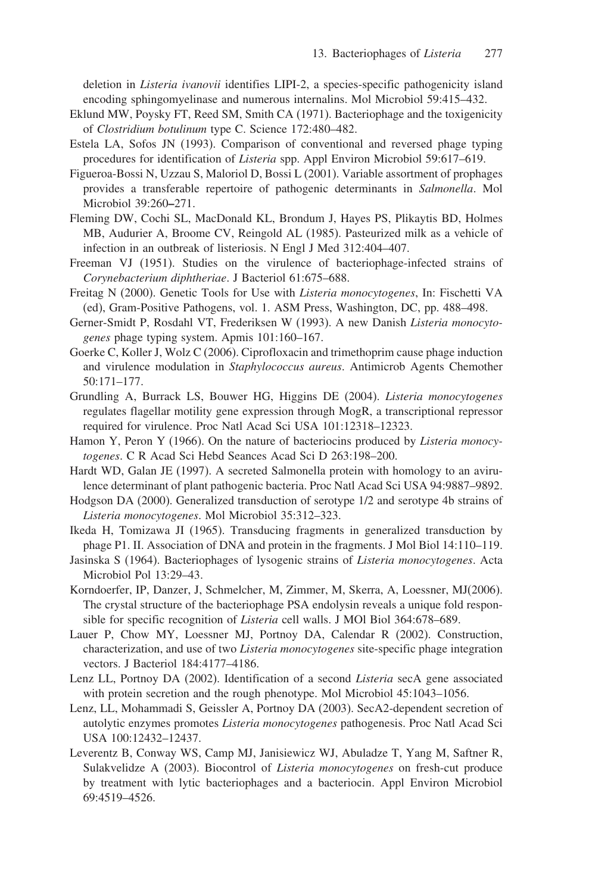deletion in *Listeria ivanovii* identifies LIPI-2, a species-specific pathogenicity island encoding sphingomyelinase and numerous internalins. Mol Microbiol 59:415–432.

Eklund MW, Poysky FT, Reed SM, Smith CA (1971). Bacteriophage and the toxigenicity of *Clostridium botulinum* type C. Science 172:480–482.

Estela LA, Sofos JN (1993). Comparison of conventional and reversed phage typing procedures for identification of *Listeria* spp. Appl Environ Microbiol 59:617–619.

Figueroa-Bossi N, Uzzau S, Maloriol D, Bossi L (2001). Variable assortment of prophages provides a transferable repertoire of pathogenic determinants in *Salmonella*. Mol Microbiol 39:260–271.

Fleming DW, Cochi SL, MacDonald KL, Brondum J, Hayes PS, Plikaytis BD, Holmes MB, Audurier A, Broome CV, Reingold AL (1985). Pasteurized milk as a vehicle of infection in an outbreak of listeriosis. N Engl J Med 312:404–407.

Freeman VJ (1951). Studies on the virulence of bacteriophage-infected strains of *Corynebacterium diphtheriae*. J Bacteriol 61:675–688.

Freitag N (2000). Genetic Tools for Use with *Listeria monocytogenes*, In: Fischetti VA (ed), Gram-Positive Pathogens, vol. 1. ASM Press, Washington, DC, pp. 488–498.

Gerner-Smidt P, Rosdahl VT, Frederiksen W (1993). A new Danish *Listeria monocytogenes* phage typing system. Apmis 101:160–167.

Goerke C, Koller J, Wolz C (2006). Ciprofloxacin and trimethoprim cause phage induction and virulence modulation in *Staphylococcus aureus*. Antimicrob Agents Chemother 50:171–177.

Grundling A, Burrack LS, Bouwer HG, Higgins DE (2004). *Listeria monocytogenes* regulates flagellar motility gene expression through MogR, a transcriptional repressor required for virulence. Proc Natl Acad Sci USA 101:12318–12323.

Hamon Y, Peron Y (1966). On the nature of bacteriocins produced by *Listeria monocytogenes*. C R Acad Sci Hebd Seances Acad Sci D 263:198–200.

Hardt WD, Galan JE (1997). A secreted Salmonella protein with homology to an avirulence determinant of plant pathogenic bacteria. Proc Natl Acad Sci USA 94:9887–9892.

Hodgson DA (2000). Generalized transduction of serotype 1/2 and serotype 4b strains of *Listeria monocytogenes*. Mol Microbiol 35:312–323.

Ikeda H, Tomizawa JI (1965). Transducing fragments in generalized transduction by phage P1. II. Association of DNA and protein in the fragments. J Mol Biol 14:110–119.

Jasinska S (1964). Bacteriophages of lysogenic strains of *Listeria monocytogenes*. Acta Microbiol Pol 13:29–43.

Korndoerfer, IP, Danzer, J, Schmelcher, M, Zimmer, M, Skerra, A, Loessner, MJ(2006). The crystal structure of the bacteriophage PSA endolysin reveals a unique fold responsible for specific recognition of *Listeria* cell walls. J MOl Biol 364:678–689.

Lauer P, Chow MY, Loessner MJ, Portnoy DA, Calendar R (2002). Construction, characterization, and use of two *Listeria monocytogenes* site-specific phage integration vectors. J Bacteriol 184:4177–4186.

Lenz LL, Portnoy DA (2002). Identification of a second *Listeria* secA gene associated with protein secretion and the rough phenotype. Mol Microbiol 45:1043–1056.

Lenz, LL, Mohammadi S, Geissler A, Portnoy DA (2003). SecA2-dependent secretion of autolytic enzymes promotes *Listeria monocytogenes* pathogenesis. Proc Natl Acad Sci USA 100:12432–12437.

Leverentz B, Conway WS, Camp MJ, Janisiewicz WJ, Abuladze T, Yang M, Saftner R, Sulakvelidze A (2003). Biocontrol of *Listeria monocytogenes* on fresh-cut produce by treatment with lytic bacteriophages and a bacteriocin. Appl Environ Microbiol 69:4519–4526.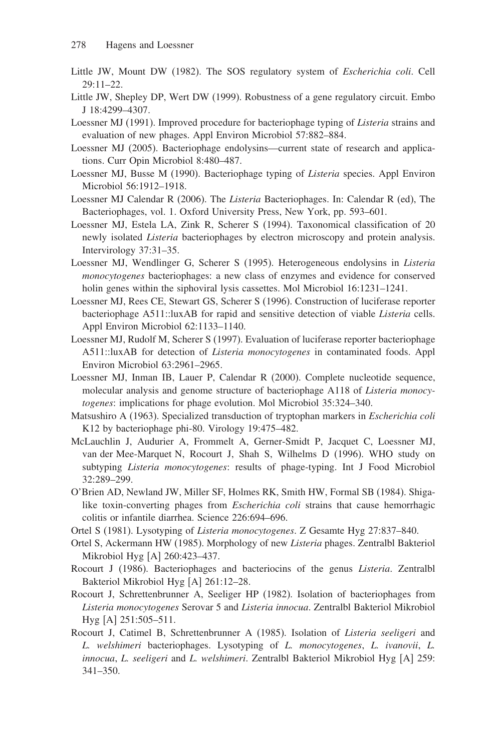Little JW, Mount DW (1982). The SOS regulatory system of *Escherichia coli*. Cell 29:11–22.

Little JW, Shepley DP, Wert DW (1999). Robustness of a gene regulatory circuit. Embo J 18:4299–4307.

Loessner MJ (1991). Improved procedure for bacteriophage typing of *Listeria* strains and evaluation of new phages. Appl Environ Microbiol 57:882–884.

Loessner MJ (2005). Bacteriophage endolysins—current state of research and applications. Curr Opin Microbiol 8:480–487.

Loessner MJ, Busse M (1990). Bacteriophage typing of *Listeria* species. Appl Environ Microbiol 56:1912–1918.

Loessner MJ Calendar R (2006). The *Listeria* Bacteriophages. In: Calendar R (ed), The Bacteriophages, vol. 1. Oxford University Press, New York, pp. 593–601.

Loessner MJ, Estela LA, Zink R, Scherer S (1994). Taxonomical classification of 20 newly isolated *Listeria* bacteriophages by electron microscopy and protein analysis. Intervirology 37:31–35.

Loessner MJ, Wendlinger G, Scherer S (1995). Heterogeneous endolysins in *Listeria monocytogenes* bacteriophages: a new class of enzymes and evidence for conserved holin genes within the siphoviral lysis cassettes. Mol Microbiol 16:1231–1241.

Loessner MJ, Rees CE, Stewart GS, Scherer S (1996). Construction of luciferase reporter bacteriophage A511::luxAB for rapid and sensitive detection of viable *Listeria* cells. Appl Environ Microbiol 62:1133–1140.

Loessner MJ, Rudolf M, Scherer S (1997). Evaluation of luciferase reporter bacteriophage A511::luxAB for detection of *Listeria monocytogenes* in contaminated foods. Appl Environ Microbiol 63:2961–2965.

Loessner MJ, Inman IB, Lauer P, Calendar R (2000). Complete nucleotide sequence, molecular analysis and genome structure of bacteriophage A118 of *Listeria monocytogenes*: implications for phage evolution. Mol Microbiol 35:324–340.

Matsushiro A (1963). Specialized transduction of tryptophan markers in *Escherichia coli* K12 by bacteriophage phi-80. Virology 19:475–482.

McLauchlin J, Audurier A, Frommelt A, Gerner-Smidt P, Jacquet C, Loessner MJ, van der Mee-Marquet N, Rocourt J, Shah S, Wilhelms D (1996). WHO study on subtyping *Listeria monocytogenes*: results of phage-typing. Int J Food Microbiol 32:289–299.

O'Brien AD, Newland JW, Miller SF, Holmes RK, Smith HW, Formal SB (1984). Shiga-like toxin-converting phages from *Escherichia coli* strains that cause hemorrhagic colitis or infantile diarrhea. Science 226:694–696.

Ortel S (1981). Lysotyping of *Listeria monocytogenes*. Z Gesamte Hyg 27:837–840.

Ortel S, Ackermann HW (1985). Morphology of new *Listeria* phages. Zentralbl Bakteriol Mikrobiol Hyg [A] 260:423–437.

Rocourt J (1986). Bacteriophages and bacteriocins of the genus *Listeria*. Zentralbl Bakteriol Mikrobiol Hyg [A] 261:12–28.

Rocourt J, Schrettenbrunner A, Seeliger HP (1982). Isolation of bacteriophages from *Listeria monocytogenes* Serovar 5 and *Listeria innocua*. Zentralbl Bakteriol Mikrobiol Hyg [A] 251:505–511.

Rocourt J, Catimel B, Schrettenbrunner A (1985). Isolation of *Listeria seeligeri* and *L. welshimeri* bacteriophages. Lysotyping of *L. monocytogenes*, *L. ivanovii*, *L. innocua*, *L. seeligeri* and *L. welshimeri*. Zentralbl Bakteriol Mikrobiol Hyg [A] 259: 341–350.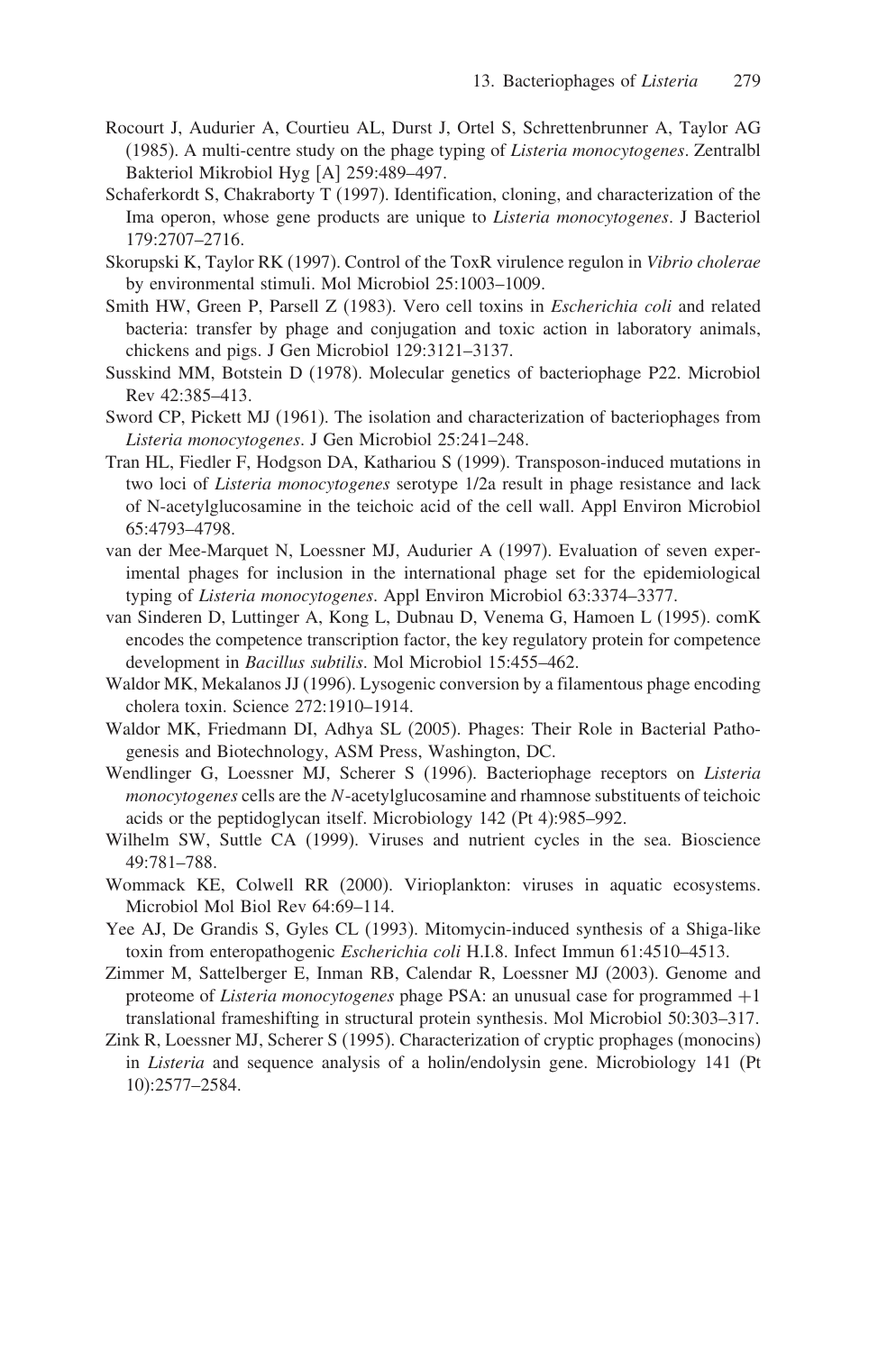Rocourt J, Audurier A, Courtieu AL, Durst J, Ortel S, Schrettenbrunner A, Taylor AG (1985). A multi-centre study on the phage typing of *Listeria monocytogenes*. Zentralbl Bakteriol Mikrobiol Hyg [A] 259:489–497.

Schaferkordt S, Chakraborty T (1997). Identification, cloning, and characterization of the lma operon, whose gene products are unique to *Listeria monocytogenes*. J Bacteriol 179:2707–2716.

Skorupski K, Taylor RK (1997). Control of the ToxR virulence regulon in *Vibrio cholerae* by environmental stimuli. Mol Microbiol 25:1003–1009.

Smith HW, Green P, Parsell Z (1983). Vero cell toxins in *Escherichia coli* and related bacteria: transfer by phage and conjugation and toxic action in laboratory animals, chickens and pigs. J Gen Microbiol 129:3121–3137.

Susskind MM, Botstein D (1978). Molecular genetics of bacteriophage P22. Microbiol Rev 42:385–413.

Sword CP, Pickett MJ (1961). The isolation and characterization of bacteriophages from *Listeria monocytogenes*. J Gen Microbiol 25:241–248.

Tran HL, Fiedler F, Hodgson DA, Kathariou S (1999). Transposon-induced mutations in two loci of *Listeria monocytogenes* serotype 1/2a result in phage resistance and lack of N-acetylglucosamine in the teichoic acid of the cell wall. Appl Environ Microbiol 65:4793–4798.

van der Mee-Marquet N, Loessner MJ, Audurier A (1997). Evaluation of seven experimental phages for inclusion in the international phage set for the epidemiological typing of *Listeria monocytogenes*. Appl Environ Microbiol 63:3374–3377.

van Sinderen D, Luttinger A, Kong L, Dubnau D, Venema G, Hamoen L (1995). comK encodes the competence transcription factor, the key regulatory protein for competence development in *Bacillus subtilis*. Mol Microbiol 15:455–462.

Waldor MK, Mekalanos JJ (1996). Lysogenic conversion by a filamentous phage encoding cholera toxin. Science 272:1910–1914.

Waldor MK, Friedmann DI, Adhya SL (2005). Phages: Their Role in Bacterial Pathogenesis and Biotechnology, ASM Press, Washington, DC.

Wendlinger G, Loessner MJ, Scherer S (1996). Bacteriophage receptors on *Listeria monocytogenes* cells are the *N*-acetylglucosamine and rhamnose substituents of teichoic acids or the peptidoglycan itself. Microbiology 142 (Pt 4):985–992.

Wilhelm SW, Suttle CA (1999). Viruses and nutrient cycles in the sea. Bioscience 49:781–788.

Wommack KE, Colwell RR (2000). Virioplankton: viruses in aquatic ecosystems. Microbiol Mol Biol Rev 64:69–114.

Yee AJ, De Grandis S, Gyles CL (1993). Mitomycin-induced synthesis of a Shiga-like toxin from enteropathogenic *Escherichia coli* H.I.8. Infect Immun 61:4510–4513.

Zimmer M, Sattelberger E, Inman RB, Calendar R, Loessner MJ (2003). Genome and proteome of *Listeria monocytogenes* phage PSA: an unusual case for programmed +1 translational frameshifting in structural protein synthesis. Mol Microbiol 50:303–317.

Zink R, Loessner MJ, Scherer S (1995). Characterization of cryptic prophages (monocins) in *Listeria* and sequence analysis of a holin/endolysin gene. Microbiology 141 (Pt 10):2577–2584.